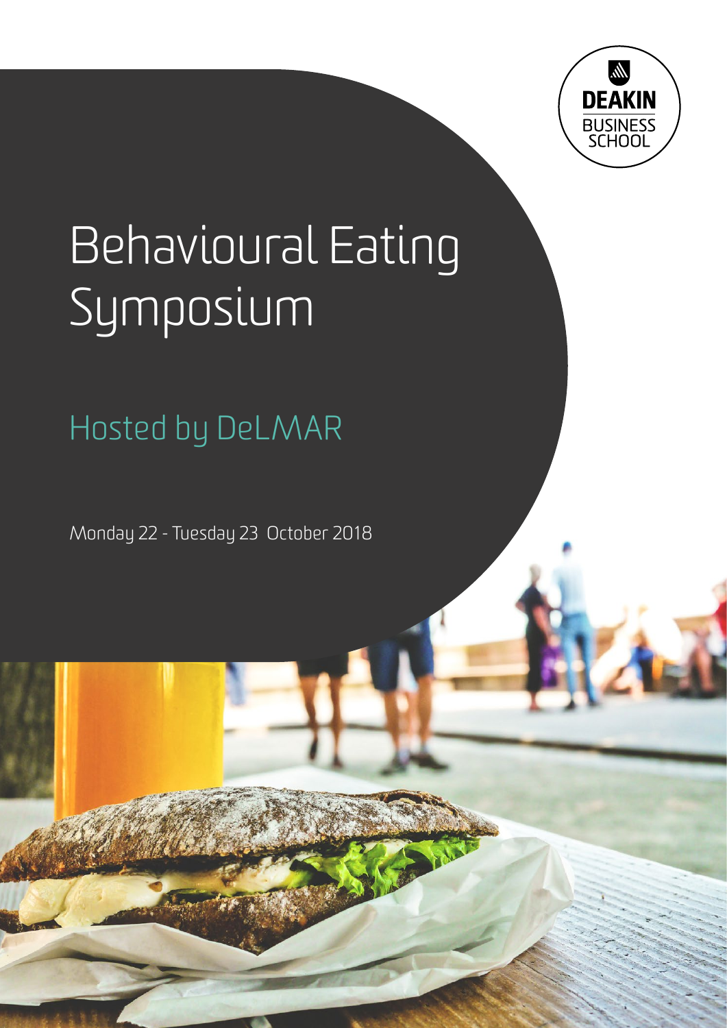DEAKIN
BUSINESS SCHOOL

# Behavioural Eating Symposium

## Hosted by DeLMAR

Monday 22 - Tuesday 23 October 2018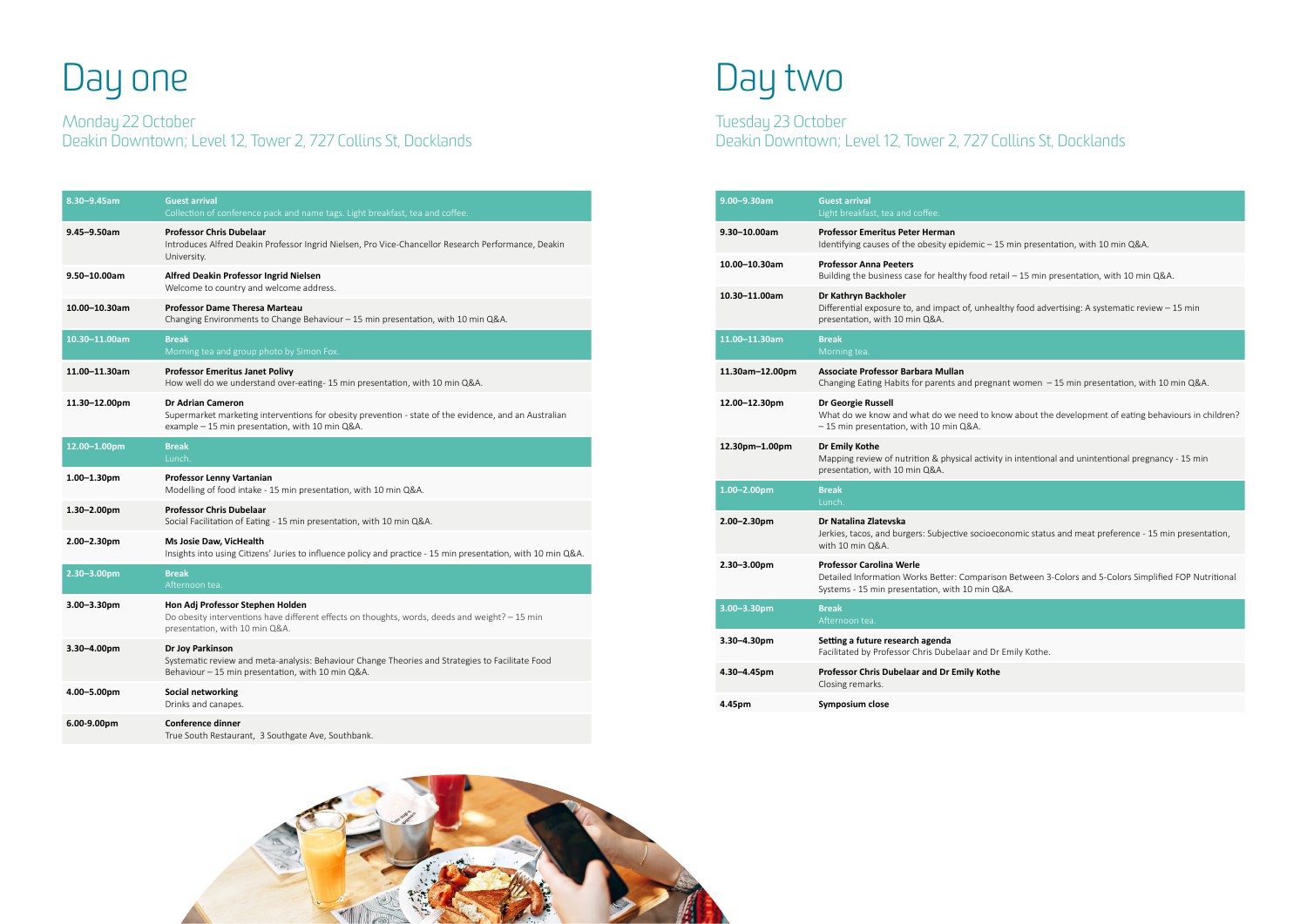# Day one

## Monday 22 October
## Deakin Downtown; Level 12, Tower 2, 727 Collins St, Docklands

| Time | Session |
|---|---|
| 8.30–9.45am | **Guest arrival**<br>Collection of conference pack and name tags. Light breakfast, tea and coffee. |
| 9.45–9.50am | **Professor Chris Dubelaar**<br>Introduces Alfred Deakin Professor Ingrid Nielsen, Pro Vice-Chancellor Research Performance, Deakin University. |
| 9.50–10.00am | **Alfred Deakin Professor Ingrid Nielsen**<br>Welcome to country and welcome address. |
| 10.00–10.30am | **Professor Dame Theresa Marteau**<br>Changing Environments to Change Behaviour – 15 min presentation, with 10 min Q&A. |
| 10.30–11.00am | **Break**<br>Morning tea and group photo by Simon Fox. |
| 11.00–11.30am | **Professor Emeritus Janet Polivy**<br>How well do we understand over-eating- 15 min presentation, with 10 min Q&A. |
| 11.30–12.00pm | **Dr Adrian Cameron**<br>Supermarket marketing interventions for obesity prevention - state of the evidence, and an Australian example – 15 min presentation, with 10 min Q&A. |
| 12.00–1.00pm | **Break**<br>Lunch. |
| 1.00–1.30pm | **Professor Lenny Vartanian**<br>Modelling of food intake - 15 min presentation, with 10 min Q&A. |
| 1.30–2.00pm | **Professor Chris Dubelaar**<br>Social Facilitation of Eating - 15 min presentation, with 10 min Q&A. |
| 2.00–2.30pm | **Ms Josie Daw, VicHealth**<br>Insights into using Citizens' Juries to influence policy and practice - 15 min presentation, with 10 min Q&A. |
| 2.30–3.00pm | **Break**<br>Afternoon tea. |
| 3.00–3.30pm | **Hon Adj Professor Stephen Holden**<br>Do obesity interventions have different effects on thoughts, words, deeds and weight? – 15 min presentation, with 10 min Q&A. |
| 3.30–4.00pm | **Dr Joy Parkinson**<br>Systematic review and meta-analysis: Behaviour Change Theories and Strategies to Facilitate Food Behaviour – 15 min presentation, with 10 min Q&A. |
| 4.00–5.00pm | **Social networking**<br>Drinks and canapes. |
| 6.00-9.00pm | **Conference dinner**<br>True South Restaurant, 3 Southgate Ave, Southbank. |

# Day two

## Tuesday 23 October
## Deakin Downtown; Level 12, Tower 2, 727 Collins St, Docklands

| Time | Session |
|---|---|
| 9.00–9.30am | **Guest arrival**<br>Light breakfast, tea and coffee. |
| 9.30–10.00am | **Professor Emeritus Peter Herman**<br>Identifying causes of the obesity epidemic – 15 min presentation, with 10 min Q&A. |
| 10.00–10.30am | **Professor Anna Peeters**<br>Building the business case for healthy food retail – 15 min presentation, with 10 min Q&A. |
| 10.30–11.00am | **Dr Kathryn Backholer**<br>Differential exposure to, and impact of, unhealthy food advertising: A systematic review – 15 min presentation, with 10 min Q&A. |
| 11.00–11.30am | **Break**<br>Morning tea. |
| 11.30am–12.00pm | **Associate Professor Barbara Mullan**<br>Changing Eating Habits for parents and pregnant women – 15 min presentation, with 10 min Q&A. |
| 12.00–12.30pm | **Dr Georgie Russell**<br>What do we know and what do we need to know about the development of eating behaviours in children? – 15 min presentation, with 10 min Q&A. |
| 12.30pm–1.00pm | **Dr Emily Kothe**<br>Mapping review of nutrition & physical activity in intentional and unintentional pregnancy - 15 min presentation, with 10 min Q&A. |
| 1.00–2.00pm | **Break**<br>Lunch. |
| 2.00–2.30pm | **Dr Natalina Zlatevska**<br>Jerkies, tacos, and burgers: Subjective socioeconomic status and meat preference - 15 min presentation, with 10 min Q&A. |
| 2.30–3.00pm | **Professor Carolina Werle**<br>Detailed Information Works Better: Comparison Between 3-Colors and 5-Colors Simplified FOP Nutritional Systems - 15 min presentation, with 10 min Q&A. |
| 3.00–3.30pm | **Break**<br>Afternoon tea. |
| 3.30–4.30pm | **Setting a future research agenda**<br>Facilitated by Professor Chris Dubelaar and Dr Emily Kothe. |
| 4.30–4.45pm | **Professor Chris Dubelaar and Dr Emily Kothe**<br>Closing remarks. |
| 4.45pm | **Symposium close** |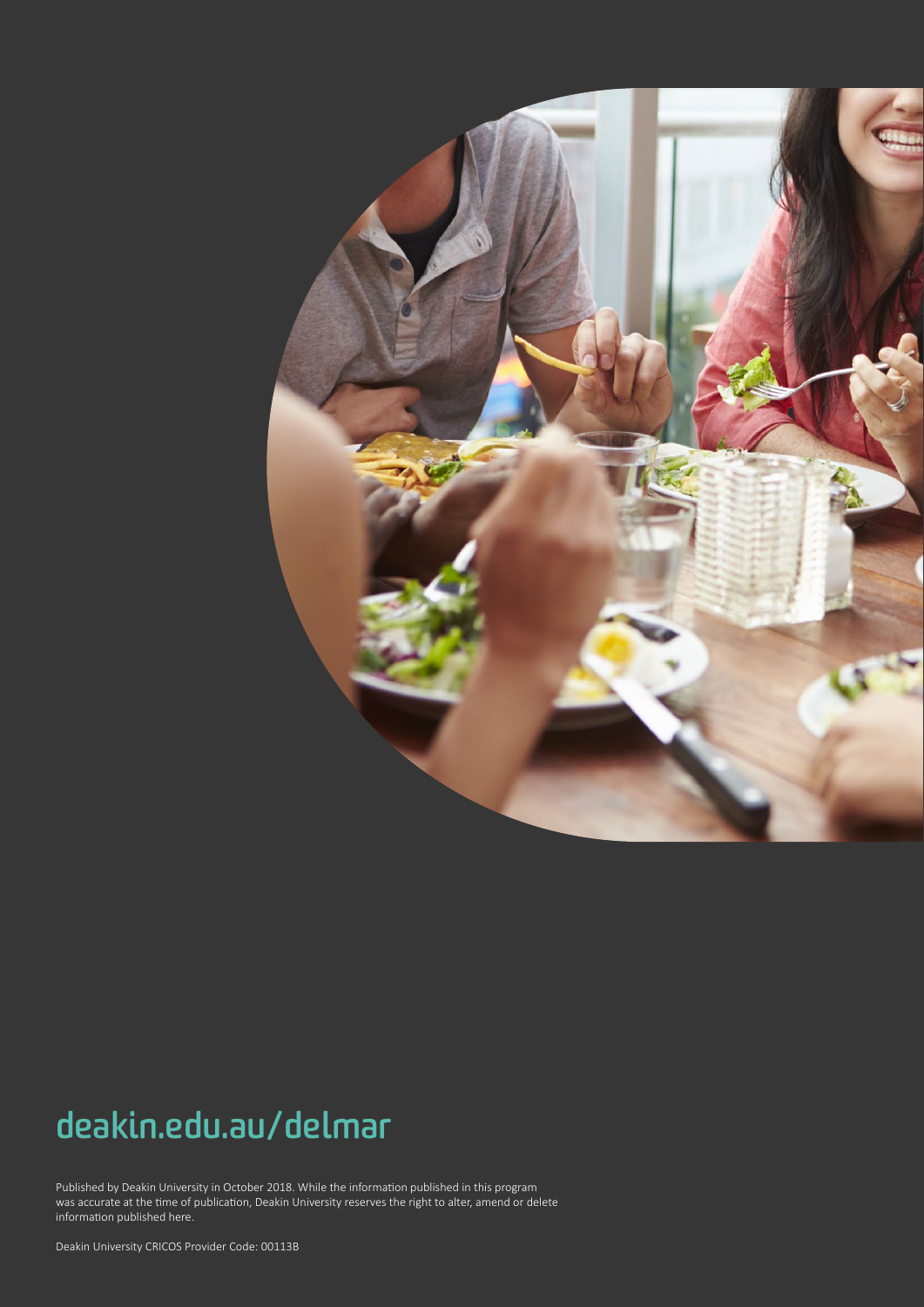deakin.edu.au/delmar

Published by Deakin University in October 2018. While the information published in this program was accurate at the time of publication, Deakin University reserves the right to alter, amend or delete information published here.

Deakin University CRICOS Provider Code: 00113B